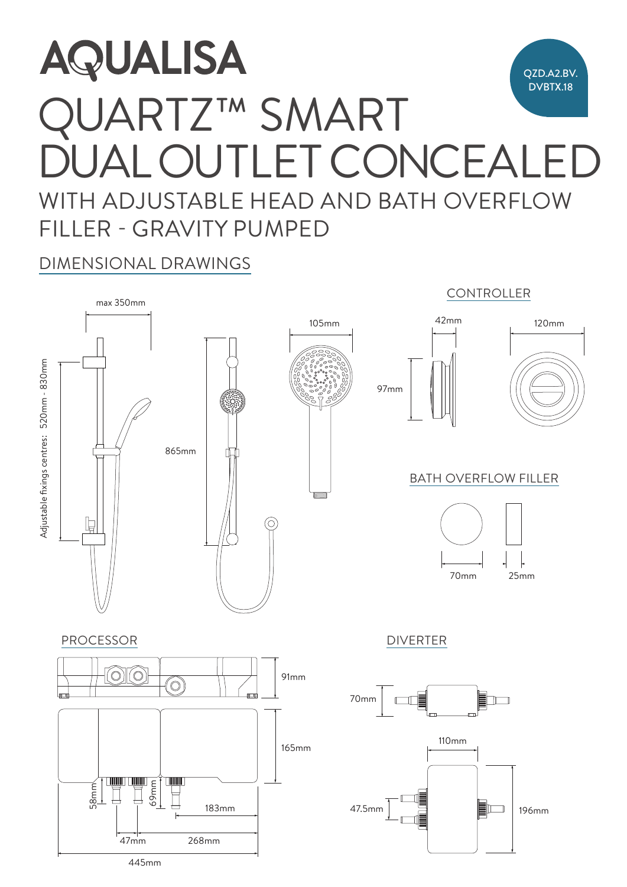# AQUALISA

QZD.A2.BV.
DVBTX.18

# QUARTZ™ SMART DUAL OUTLET CONCEALED

## WITH ADJUSTABLE HEAD AND BATH OVERFLOW FILLER - GRAVITY PUMPED

### DIMENSIONAL DRAWINGS

max 350mm

Adjustable fixings centres: 520mm - 830mm

865mm

105mm

### CONTROLLER

42mm

120mm

97mm

### BATH OVERFLOW FILLER

70mm

25mm

### PROCESSOR

91mm

165mm

58mm

69mm

183mm

47mm

268mm

445mm

### DIVERTER

70mm

110mm

47.5mm

196mm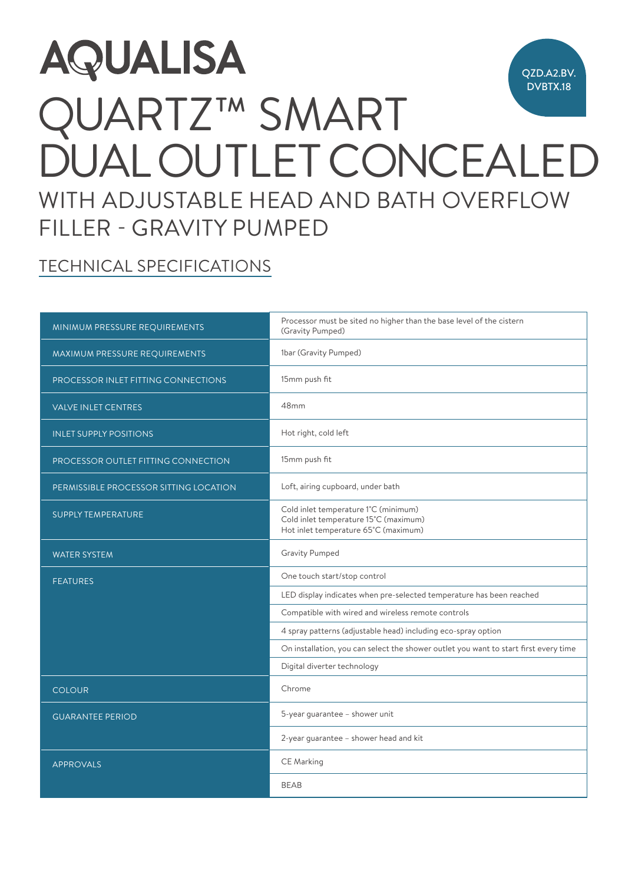# AQUALISA

QZD.A2.BV.
DVBTX.18

# QUARTZ™ SMART DUAL OUTLET CONCEALED

## WITH ADJUSTABLE HEAD AND BATH OVERFLOW FILLER - GRAVITY PUMPED

## TECHNICAL SPECIFICATIONS

| | |
|---|---|
| MINIMUM PRESSURE REQUIREMENTS | Processor must be sited no higher than the base level of the cistern (Gravity Pumped) |
| MAXIMUM PRESSURE REQUIREMENTS | 1bar (Gravity Pumped) |
| PROCESSOR INLET FITTING CONNECTIONS | 15mm push fit |
| VALVE INLET CENTRES | 48mm |
| INLET SUPPLY POSITIONS | Hot right, cold left |
| PROCESSOR OUTLET FITTING CONNECTION | 15mm push fit |
| PERMISSIBLE PROCESSOR SITTING LOCATION | Loft, airing cupboard, under bath |
| SUPPLY TEMPERATURE | Cold inlet temperature 1°C (minimum)<br>Cold inlet temperature 15°C (maximum)<br>Hot inlet temperature 65°C (maximum) |
| WATER SYSTEM | Gravity Pumped |
| FEATURES | One touch start/stop control |
| | LED display indicates when pre-selected temperature has been reached |
| | Compatible with wired and wireless remote controls |
| | 4 spray patterns (adjustable head) including eco-spray option |
| | On installation, you can select the shower outlet you want to start first every time |
| | Digital diverter technology |
| COLOUR | Chrome |
| GUARANTEE PERIOD | 5-year guarantee – shower unit |
| | 2-year guarantee – shower head and kit |
| APPROVALS | CE Marking |
| | BEAB |